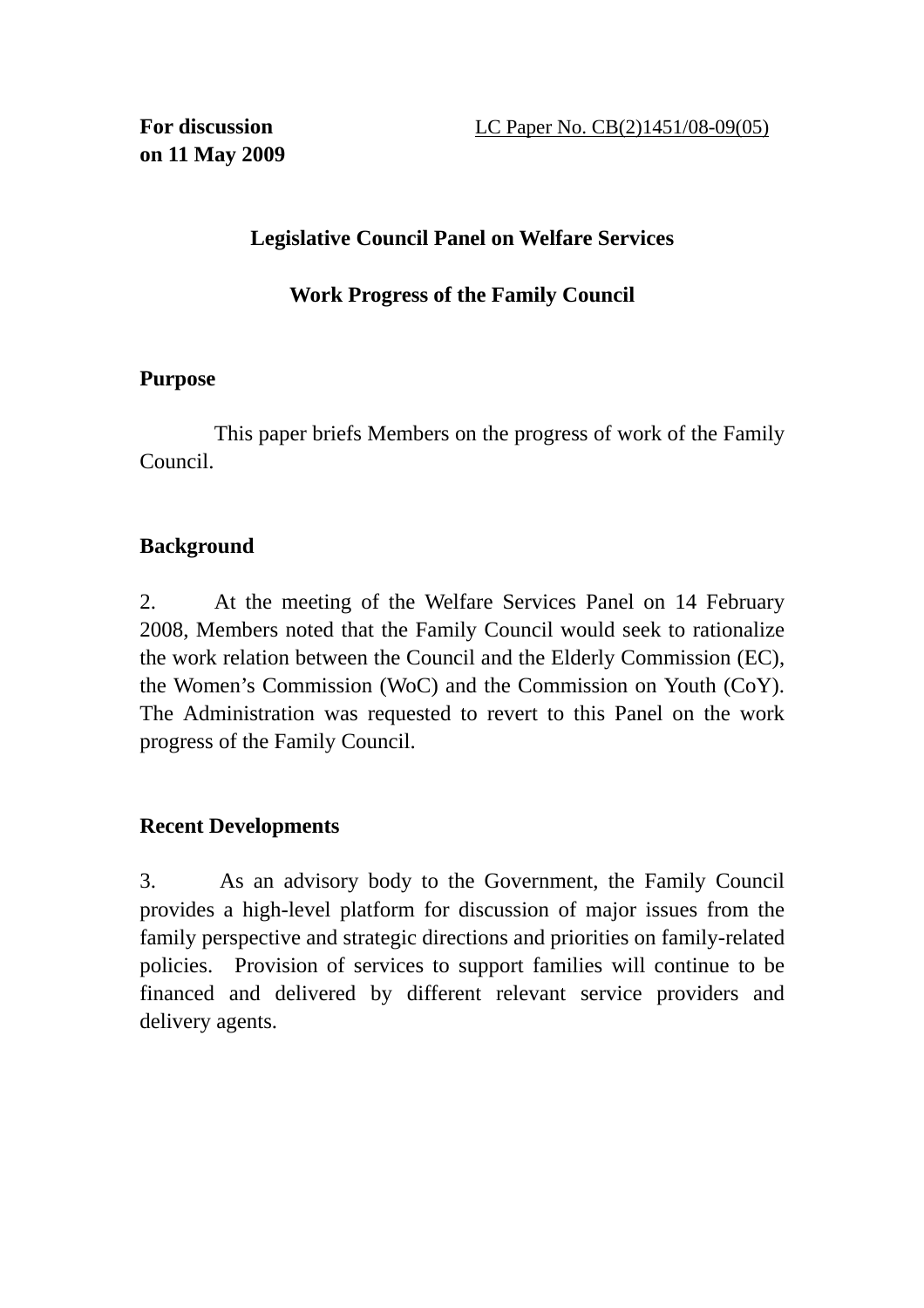**For discussion on 11 May 2009**

LC Paper No. CB(2)1451/08-09(05)

# Legislative Council Panel on Welfare Services

## Work Progress of the Family Council

### Purpose

This paper briefs Members on the progress of work of the Family Council.

### Background

2. At the meeting of the Welfare Services Panel on 14 February 2008, Members noted that the Family Council would seek to rationalize the work relation between the Council and the Elderly Commission (EC), the Women's Commission (WoC) and the Commission on Youth (CoY). The Administration was requested to revert to this Panel on the work progress of the Family Council.

### Recent Developments

3. As an advisory body to the Government, the Family Council provides a high-level platform for discussion of major issues from the family perspective and strategic directions and priorities on family-related policies. Provision of services to support families will continue to be financed and delivered by different relevant service providers and delivery agents.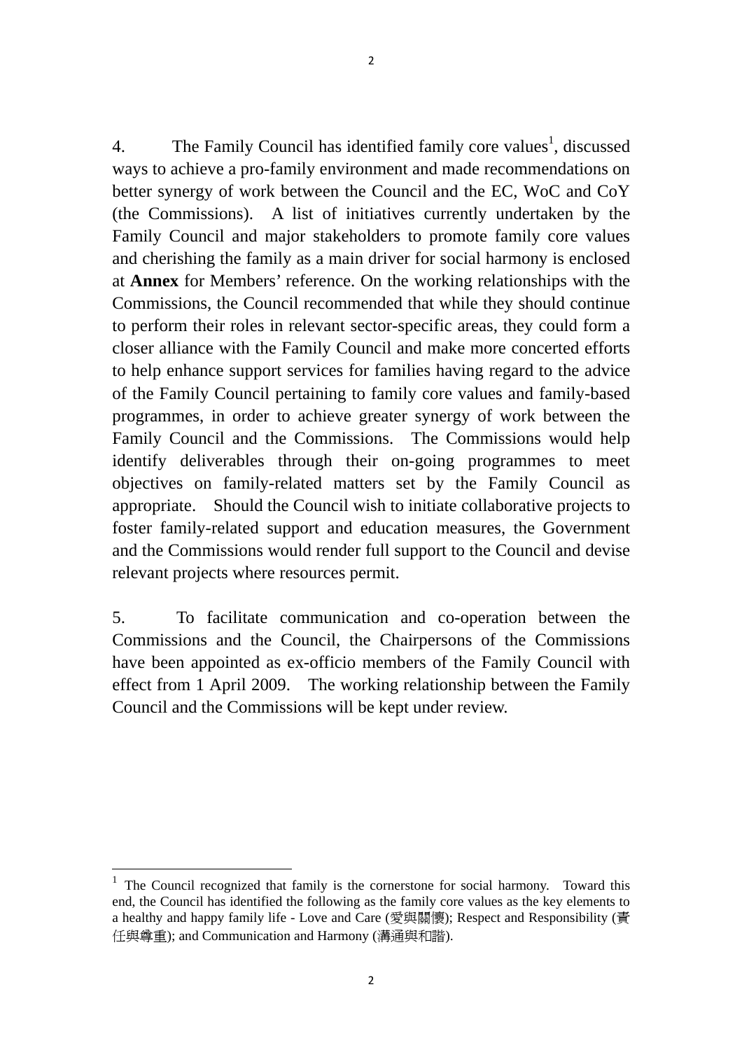4. The Family Council has identified family core values[1], discussed ways to achieve a pro-family environment and made recommendations on better synergy of work between the Council and the EC, WoC and CoY (the Commissions). A list of initiatives currently undertaken by the Family Council and major stakeholders to promote family core values and cherishing the family as a main driver for social harmony is enclosed at **Annex** for Members' reference. On the working relationships with the Commissions, the Council recommended that while they should continue to perform their roles in relevant sector-specific areas, they could form a closer alliance with the Family Council and make more concerted efforts to help enhance support services for families having regard to the advice of the Family Council pertaining to family core values and family-based programmes, in order to achieve greater synergy of work between the Family Council and the Commissions. The Commissions would help identify deliverables through their on-going programmes to meet objectives on family-related matters set by the Family Council as appropriate. Should the Council wish to initiate collaborative projects to foster family-related support and education measures, the Government and the Commissions would render full support to the Council and devise relevant projects where resources permit.

5. To facilitate communication and co-operation between the Commissions and the Council, the Chairpersons of the Commissions have been appointed as ex-officio members of the Family Council with effect from 1 April 2009. The working relationship between the Family Council and the Commissions will be kept under review.

---

[1] The Council recognized that family is the cornerstone for social harmony. Toward this end, the Council has identified the following as the family core values as the key elements to a healthy and happy family life - Love and Care (愛與關懷); Respect and Responsibility (責任與尊重); and Communication and Harmony (溝通與和諧).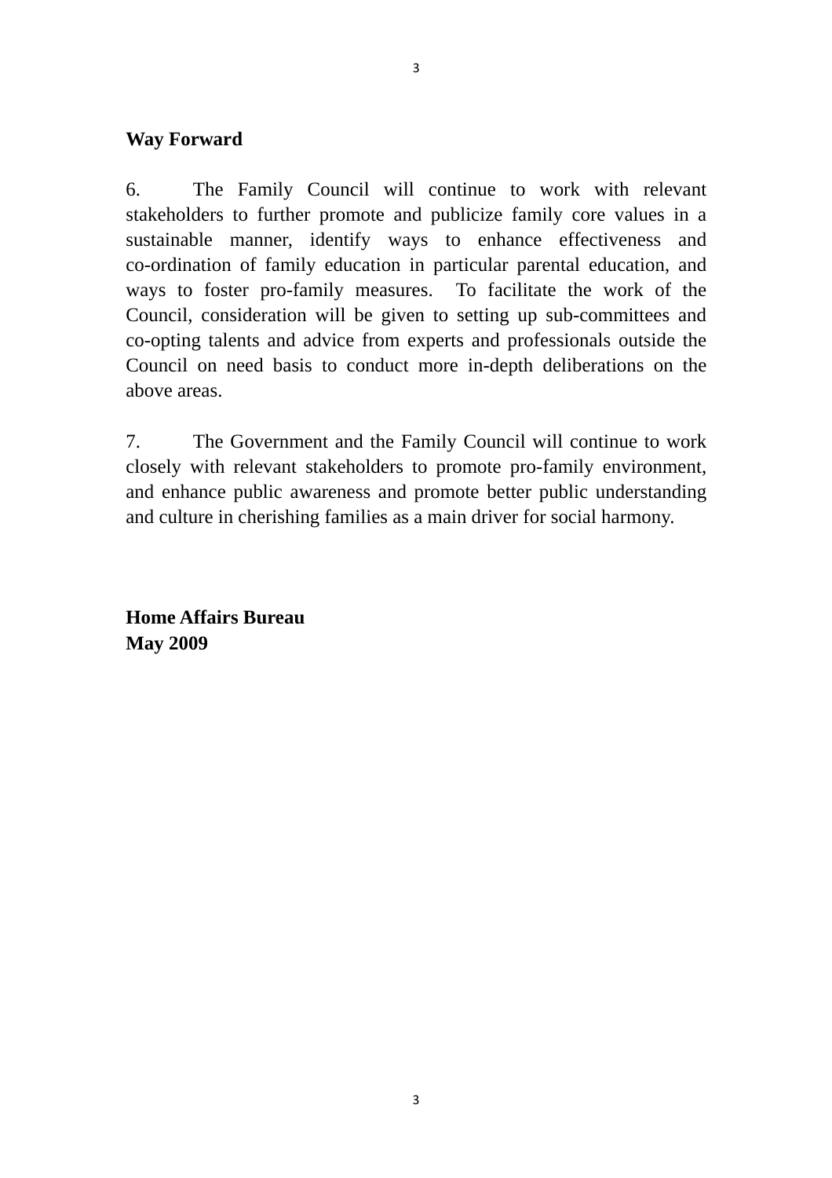**Way Forward**

6. The Family Council will continue to work with relevant stakeholders to further promote and publicize family core values in a sustainable manner, identify ways to enhance effectiveness and co-ordination of family education in particular parental education, and ways to foster pro-family measures. To facilitate the work of the Council, consideration will be given to setting up sub-committees and co-opting talents and advice from experts and professionals outside the Council on need basis to conduct more in-depth deliberations on the above areas.

7. The Government and the Family Council will continue to work closely with relevant stakeholders to promote pro-family environment, and enhance public awareness and promote better public understanding and culture in cherishing families as a main driver for social harmony.

**Home Affairs Bureau**
**May 2009**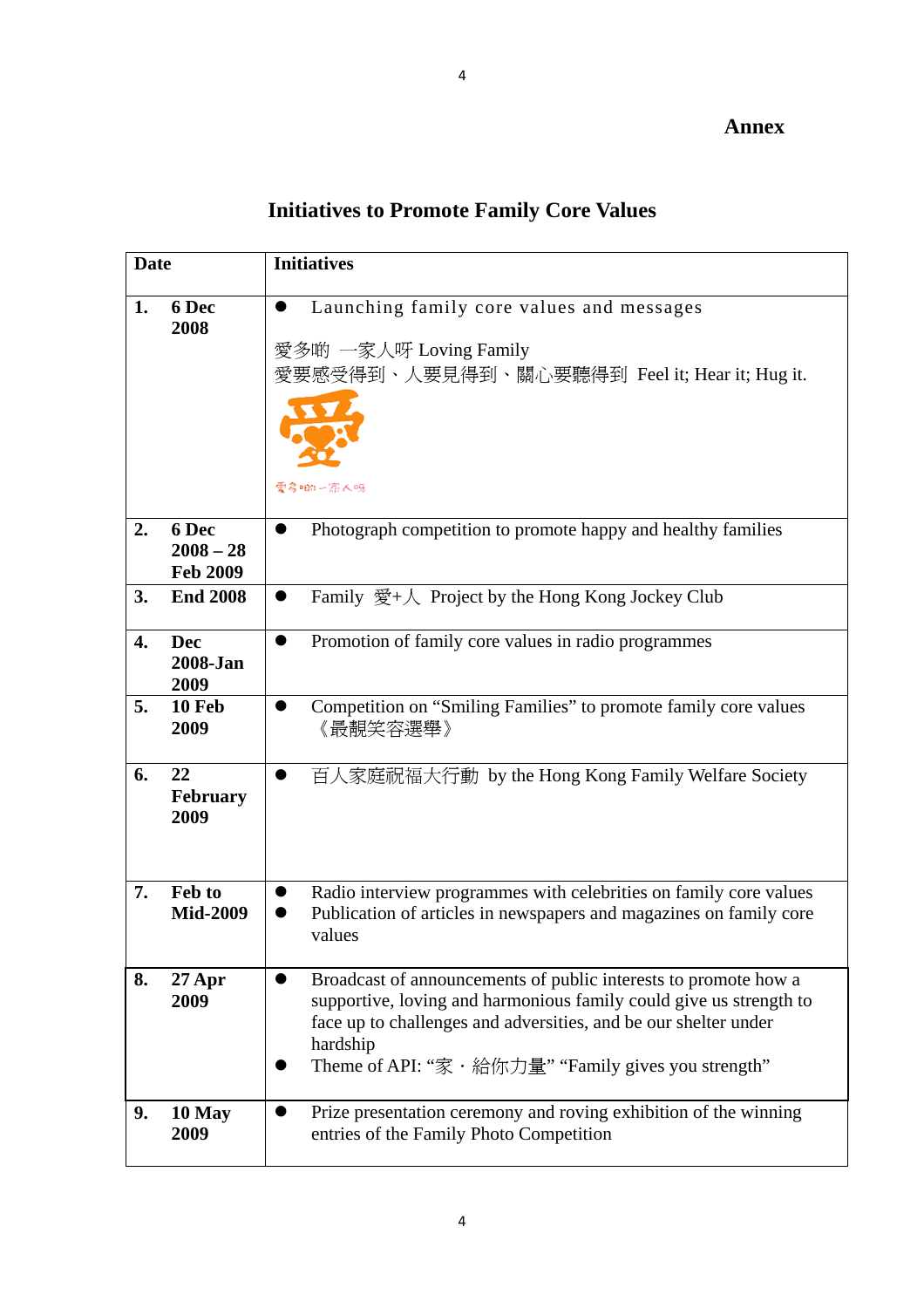**Annex**

## Initiatives to Promote Family Core Values

| Date | Initiatives |
|---|---|
| **1. 6 Dec 2008** | ● Launching family core values and messages<br><br>愛多啲 一家人呀 Loving Family<br>愛要感受得到、人要見得到、關心要聽得到 Feel it; Hear it; Hug it. |
| **2. 6 Dec 2008 – 28 Feb 2009** | ● Photograph competition to promote happy and healthy families |
| **3. End 2008** | ● Family 愛+人 Project by the Hong Kong Jockey Club |
| **4. Dec 2008-Jan 2009** | ● Promotion of family core values in radio programmes |
| **5. 10 Feb 2009** | ● Competition on "Smiling Families" to promote family core values 《最靚笑容選舉》 |
| **6. 22 February 2009** | ● 百人家庭祝福大行動 by the Hong Kong Family Welfare Society |
| **7. Feb to Mid-2009** | ● Radio interview programmes with celebrities on family core values<br>● Publication of articles in newspapers and magazines on family core values |
| **8. 27 Apr 2009** | ● Broadcast of announcements of public interests to promote how a supportive, loving and harmonious family could give us strength to face up to challenges and adversities, and be our shelter under hardship<br>● Theme of API: "家・給你力量" "Family gives you strength" |
| **9. 10 May 2009** | ● Prize presentation ceremony and roving exhibition of the winning entries of the Family Photo Competition |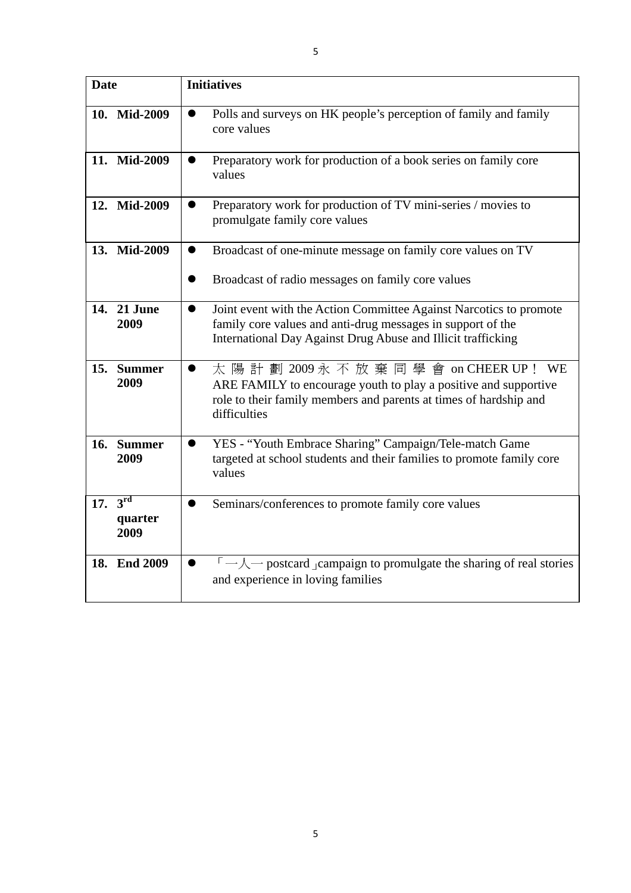| Date | Initiatives |
|---|---|
| 10. Mid-2009 | ● Polls and surveys on HK people's perception of family and family core values |
| 11. Mid-2009 | ● Preparatory work for production of a book series on family core values |
| 12. Mid-2009 | ● Preparatory work for production of TV mini-series / movies to promulgate family core values |
| 13. Mid-2009 | ● Broadcast of one-minute message on family core values on TV<br>● Broadcast of radio messages on family core values |
| 14. 21 June 2009 | ● Joint event with the Action Committee Against Narcotics to promote family core values and anti-drug messages in support of the International Day Against Drug Abuse and Illicit trafficking |
| 15. Summer 2009 | ● 太陽計劃 2009 永不放棄同學會 on CHEER UP！ WE ARE FAMILY to encourage youth to play a positive and supportive role to their family members and parents at times of hardship and difficulties |
| 16. Summer 2009 | ● YES - "Youth Embrace Sharing" Campaign/Tele-match Game targeted at school students and their families to promote family core values |
| 17. 3rd quarter 2009 | ● Seminars/conferences to promote family core values |
| 18. End 2009 | ● 「一人一 postcard」campaign to promulgate the sharing of real stories and experience in loving families |